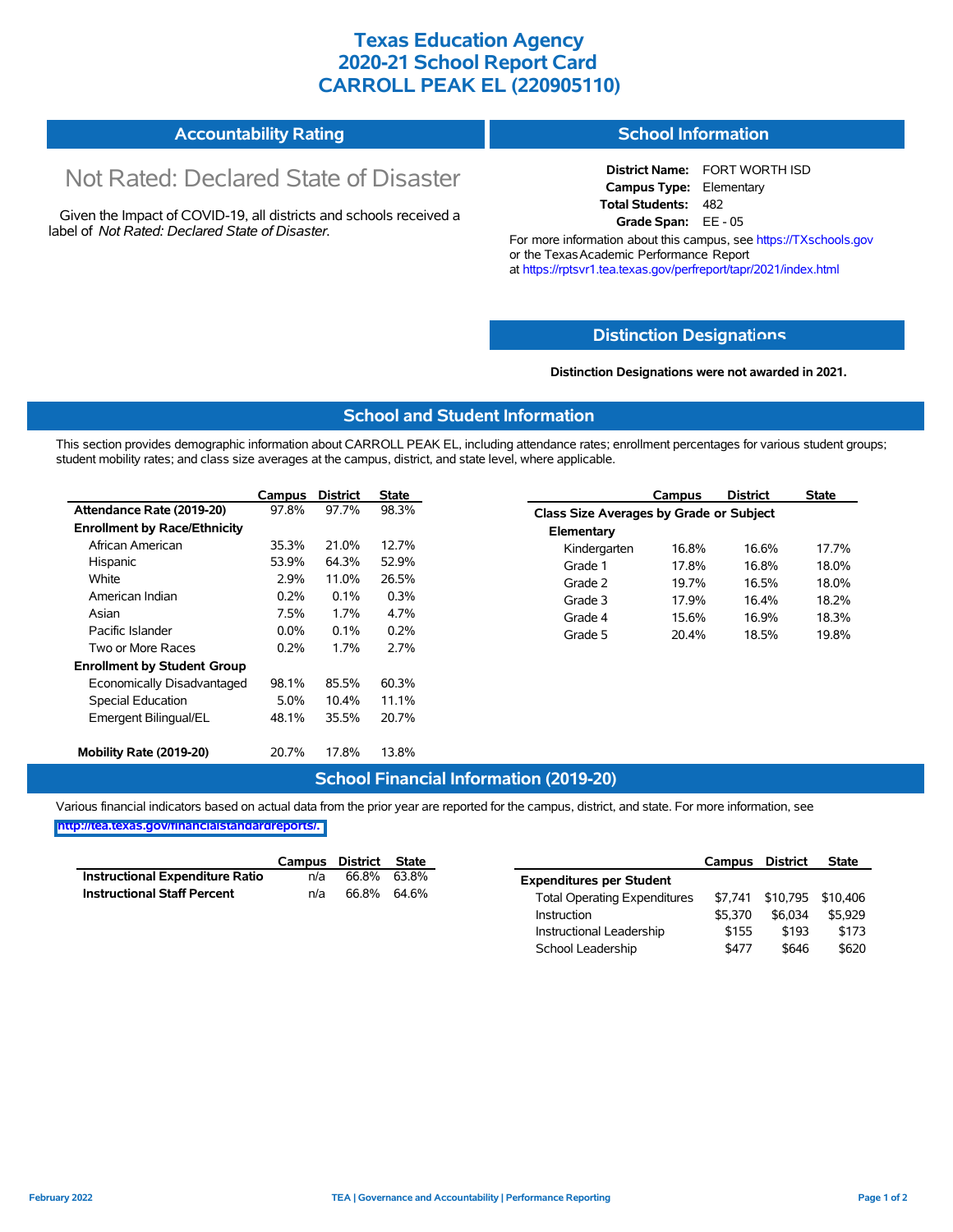# Texas Education Agency
# 2020-21 School Report Card
# CARROLL PEAK EL (220905110)

## Accountability Rating

Not Rated: Declared State of Disaster

Given the Impact of COVID-19, all districts and schools received a label of *Not Rated: Declared State of Disaster*.

## School Information

**District Name:** FORT WORTH ISD
**Campus Type:** Elementary
**Total Students:** 482
**Grade Span:** EE - 05

For more information about this campus, see https://TXschools.gov or the Texas Academic Performance Report at https://rptsvr1.tea.texas.gov/perfreport/tapr/2021/index.html

## Distinction Designations

**Distinction Designations were not awarded in 2021.**

## School and Student Information

This section provides demographic information about CARROLL PEAK EL, including attendance rates; enrollment percentages for various student groups; student mobility rates; and class size averages at the campus, district, and state level, where applicable.

| | Campus | District | State |
|---|---|---|---|
| **Attendance Rate (2019-20)** | 97.8% | 97.7% | 98.3% |
| **Enrollment by Race/Ethnicity** | | | |
| African American | 35.3% | 21.0% | 12.7% |
| Hispanic | 53.9% | 64.3% | 52.9% |
| White | 2.9% | 11.0% | 26.5% |
| American Indian | 0.2% | 0.1% | 0.3% |
| Asian | 7.5% | 1.7% | 4.7% |
| Pacific Islander | 0.0% | 0.1% | 0.2% |
| Two or More Races | 0.2% | 1.7% | 2.7% |
| **Enrollment by Student Group** | | | |
| Economically Disadvantaged | 98.1% | 85.5% | 60.3% |
| Special Education | 5.0% | 10.4% | 11.1% |
| Emergent Bilingual/EL | 48.1% | 35.5% | 20.7% |
| **Mobility Rate (2019-20)** | 20.7% | 17.8% | 13.8% |

| | Campus | District | State |
|---|---|---|---|
| **Class Size Averages by Grade or Subject** | | | |
| **Elementary** | | | |
| Kindergarten | 16.8% | 16.6% | 17.7% |
| Grade 1 | 17.8% | 16.8% | 18.0% |
| Grade 2 | 19.7% | 16.5% | 18.0% |
| Grade 3 | 17.9% | 16.4% | 18.2% |
| Grade 4 | 15.6% | 16.9% | 18.3% |
| Grade 5 | 20.4% | 18.5% | 19.8% |

## School Financial Information (2019-20)

Various financial indicators based on actual data from the prior year are reported for the campus, district, and state. For more information, see http://tea.texas.gov/financialstandardreports/.

| | Campus | District | State |
|---|---|---|---|
| **Instructional Expenditure Ratio** | n/a | 66.8% | 63.8% |
| **Instructional Staff Percent** | n/a | 66.8% | 64.6% |

| | Campus | District | State |
|---|---|---|---|
| **Expenditures per Student** | | | |
| Total Operating Expenditures | $7,741 | $10,795 | $10,406 |
| Instruction | $5,370 | $6,034 | $5,929 |
| Instructional Leadership | $155 | $193 | $173 |
| School Leadership | $477 | $646 | $620 |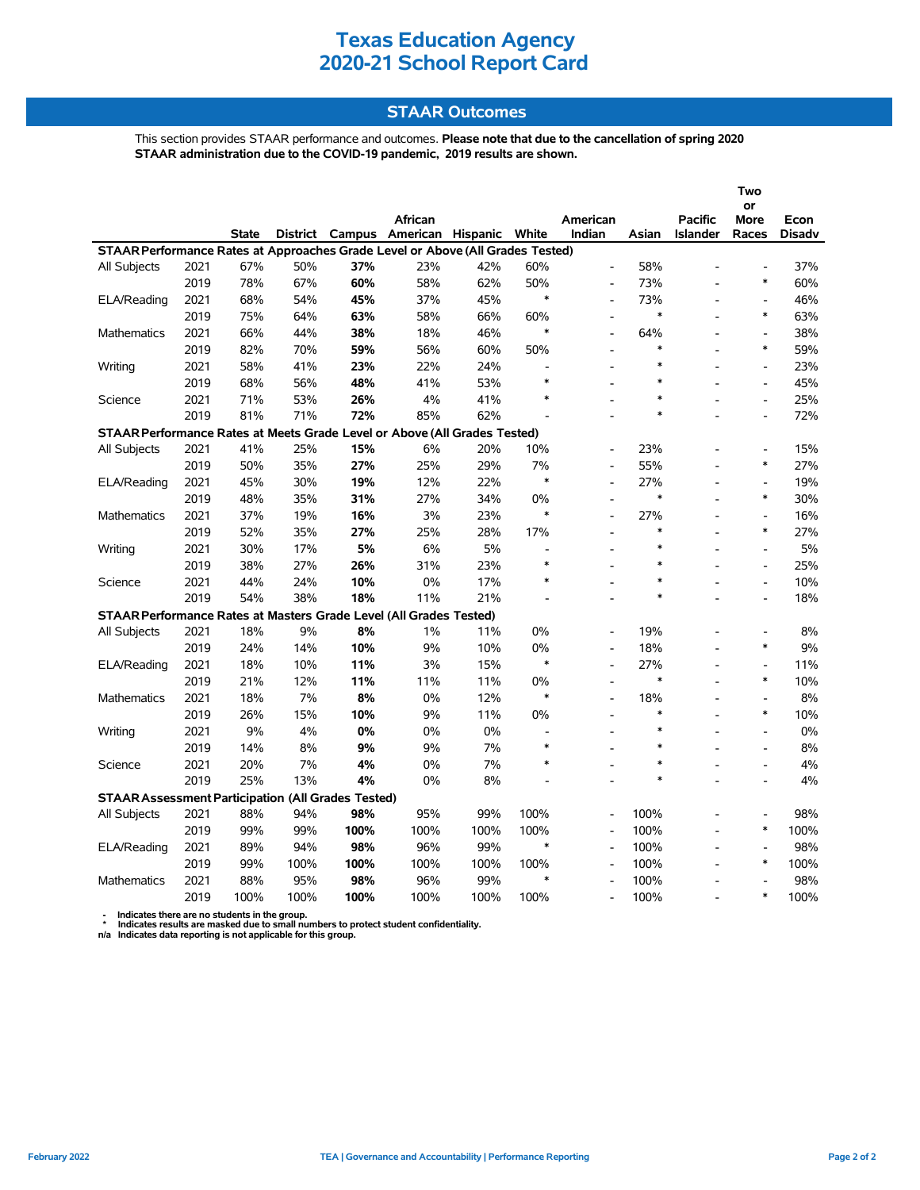# Texas Education Agency
# 2020-21 School Report Card

## STAAR Outcomes

This section provides STAAR performance and outcomes. **Please note that due to the cancellation of spring 2020 STAAR administration due to the COVID-19 pandemic, 2019 results are shown.**

| | | State | District | Campus | African American | Hispanic | White | American Indian | Asian | Pacific Islander | Two or More Races | Econ Disadv |
|---|---|---|---|---|---|---|---|---|---|---|---|---|
| **STAAR Performance Rates at Approaches Grade Level or Above (All Grades Tested)** | | | | | | | | | | | | |
| All Subjects | 2021 | 67% | 50% | **37%** | 23% | 42% | 60% | - | 58% | - | - | 37% |
| | 2019 | 78% | 67% | **60%** | 58% | 62% | 50% | - | 73% | - | * | 60% |
| ELA/Reading | 2021 | 68% | 54% | **45%** | 37% | 45% | * | - | 73% | - | - | 46% |
| | 2019 | 75% | 64% | **63%** | 58% | 66% | 60% | - | * | - | * | 63% |
| Mathematics | 2021 | 66% | 44% | **38%** | 18% | 46% | * | - | 64% | - | - | 38% |
| | 2019 | 82% | 70% | **59%** | 56% | 60% | 50% | - | * | - | * | 59% |
| Writing | 2021 | 58% | 41% | **23%** | 22% | 24% | - | - | * | - | - | 23% |
| | 2019 | 68% | 56% | **48%** | 41% | 53% | * | - | * | - | - | 45% |
| Science | 2021 | 71% | 53% | **26%** | 4% | 41% | * | - | * | - | - | 25% |
| | 2019 | 81% | 71% | **72%** | 85% | 62% | - | - | * | - | - | 72% |
| **STAAR Performance Rates at Meets Grade Level or Above (All Grades Tested)** | | | | | | | | | | | | |
| All Subjects | 2021 | 41% | 25% | **15%** | 6% | 20% | 10% | - | 23% | - | - | 15% |
| | 2019 | 50% | 35% | **27%** | 25% | 29% | 7% | - | 55% | - | * | 27% |
| ELA/Reading | 2021 | 45% | 30% | **19%** | 12% | 22% | * | - | 27% | - | - | 19% |
| | 2019 | 48% | 35% | **31%** | 27% | 34% | 0% | - | * | - | * | 30% |
| Mathematics | 2021 | 37% | 19% | **16%** | 3% | 23% | * | - | 27% | - | - | 16% |
| | 2019 | 52% | 35% | **27%** | 25% | 28% | 17% | - | * | - | * | 27% |
| Writing | 2021 | 30% | 17% | **5%** | 6% | 5% | - | - | * | - | - | 5% |
| | 2019 | 38% | 27% | **26%** | 31% | 23% | * | - | * | - | - | 25% |
| Science | 2021 | 44% | 24% | **10%** | 0% | 17% | * | - | * | - | - | 10% |
| | 2019 | 54% | 38% | **18%** | 11% | 21% | - | - | * | - | - | 18% |
| **STAAR Performance Rates at Masters Grade Level (All Grades Tested)** | | | | | | | | | | | | |
| All Subjects | 2021 | 18% | 9% | **8%** | 1% | 11% | 0% | - | 19% | - | - | 8% |
| | 2019 | 24% | 14% | **10%** | 9% | 10% | 0% | - | 18% | - | * | 9% |
| ELA/Reading | 2021 | 18% | 10% | **11%** | 3% | 15% | * | - | 27% | - | - | 11% |
| | 2019 | 21% | 12% | **11%** | 11% | 11% | 0% | - | * | - | * | 10% |
| Mathematics | 2021 | 18% | 7% | **8%** | 0% | 12% | * | - | 18% | - | - | 8% |
| | 2019 | 26% | 15% | **10%** | 9% | 11% | 0% | - | * | - | * | 10% |
| Writing | 2021 | 9% | 4% | **0%** | 0% | 0% | - | - | * | - | - | 0% |
| | 2019 | 14% | 8% | **9%** | 9% | 7% | * | - | * | - | - | 8% |
| Science | 2021 | 20% | 7% | **4%** | 0% | 7% | * | - | * | - | - | 4% |
| | 2019 | 25% | 13% | **4%** | 0% | 8% | - | - | * | - | - | 4% |
| **STAAR Assessment Participation (All Grades Tested)** | | | | | | | | | | | | |
| All Subjects | 2021 | 88% | 94% | **98%** | 95% | 99% | 100% | - | 100% | - | - | 98% |
| | 2019 | 99% | 99% | **100%** | 100% | 100% | 100% | - | 100% | - | * | 100% |
| ELA/Reading | 2021 | 89% | 94% | **98%** | 96% | 99% | * | - | 100% | - | - | 98% |
| | 2019 | 99% | 100% | **100%** | 100% | 100% | 100% | - | 100% | - | * | 100% |
| Mathematics | 2021 | 88% | 95% | **98%** | 96% | 99% | * | - | 100% | - | - | 98% |
| | 2019 | 100% | 100% | **100%** | 100% | 100% | 100% | - | 100% | - | * | 100% |

- Indicates there are no students in the group.
\* Indicates results are masked due to small numbers to protect student confidentiality.
n/a Indicates data reporting is not applicable for this group.